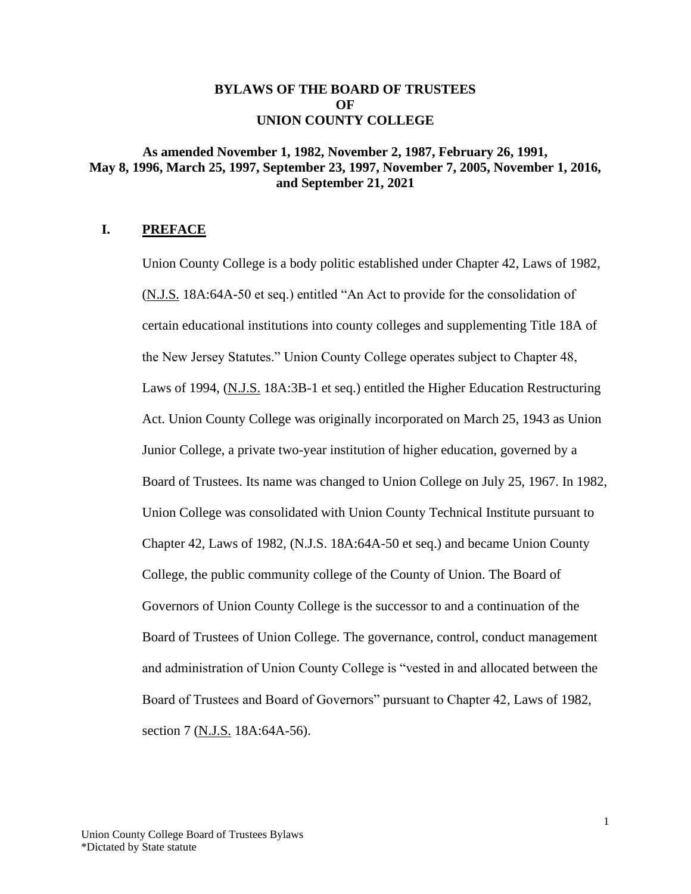# BYLAWS OF THE BOARD OF TRUSTEES OF UNION COUNTY COLLEGE

**As amended November 1, 1982, November 2, 1987, February 26, 1991, May 8, 1996, March 25, 1997, September 23, 1997, November 7, 2005, November 1, 2016, and September 21, 2021**

## I. PREFACE

Union County College is a body politic established under Chapter 42, Laws of 1982, (N.J.S. 18A:64A-50 et seq.) entitled "An Act to provide for the consolidation of certain educational institutions into county colleges and supplementing Title 18A of the New Jersey Statutes." Union County College operates subject to Chapter 48, Laws of 1994, (N.J.S. 18A:3B-1 et seq.) entitled the Higher Education Restructuring Act. Union County College was originally incorporated on March 25, 1943 as Union Junior College, a private two-year institution of higher education, governed by a Board of Trustees. Its name was changed to Union College on July 25, 1967. In 1982, Union College was consolidated with Union County Technical Institute pursuant to Chapter 42, Laws of 1982, (N.J.S. 18A:64A-50 et seq.) and became Union County College, the public community college of the County of Union. The Board of Governors of Union County College is the successor to and a continuation of the Board of Trustees of Union College. The governance, control, conduct management and administration of Union County College is "vested in and allocated between the Board of Trustees and Board of Governors" pursuant to Chapter 42, Laws of 1982, section 7 (N.J.S. 18A:64A-56).

Union County College Board of Trustees Bylaws
*Dictated by State statute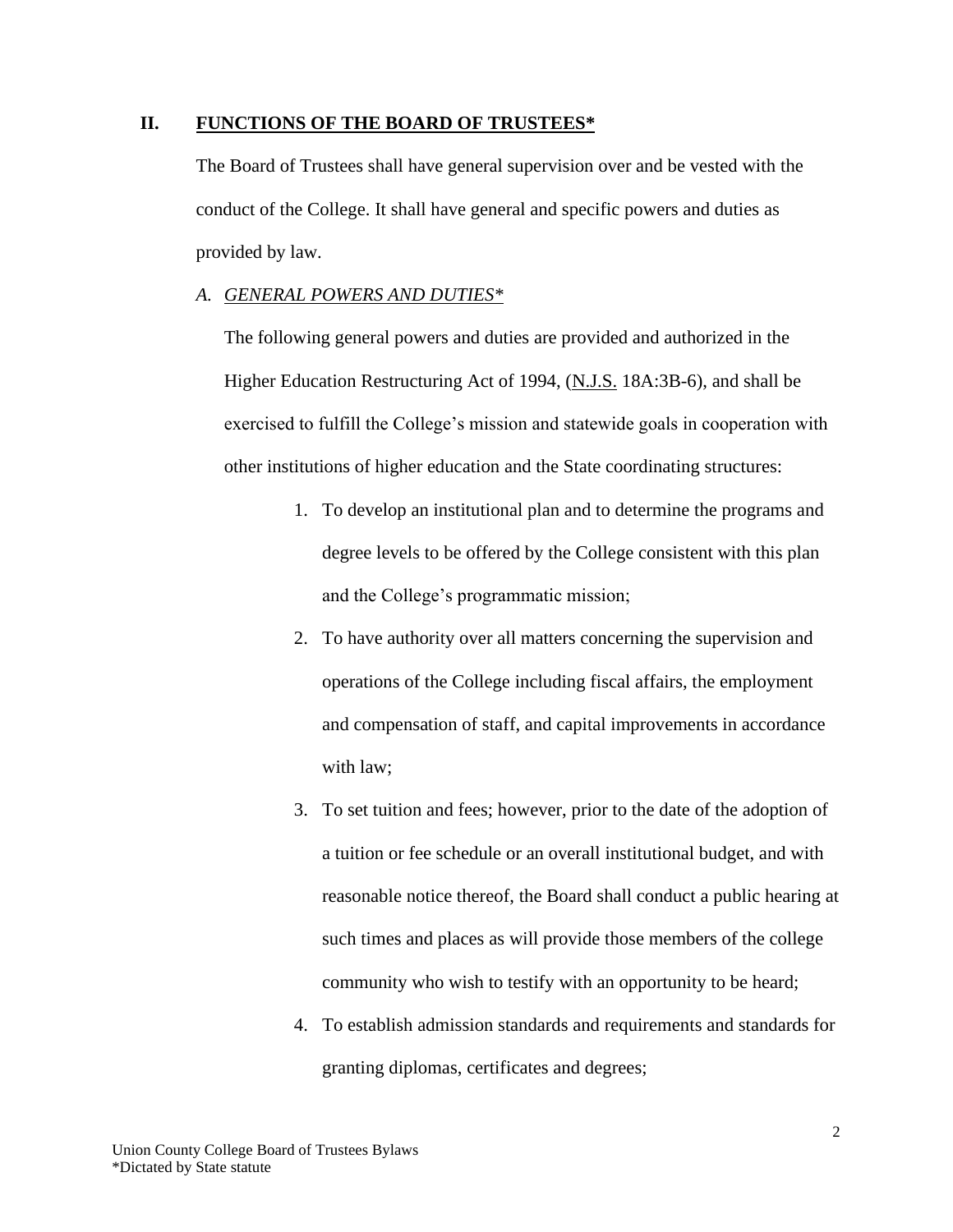## II. FUNCTIONS OF THE BOARD OF TRUSTEES*

The Board of Trustees shall have general supervision over and be vested with the conduct of the College. It shall have general and specific powers and duties as provided by law.

### A. *GENERAL POWERS AND DUTIES**

The following general powers and duties are provided and authorized in the Higher Education Restructuring Act of 1994, (N.J.S. 18A:3B-6), and shall be exercised to fulfill the College's mission and statewide goals in cooperation with other institutions of higher education and the State coordinating structures:

1. To develop an institutional plan and to determine the programs and degree levels to be offered by the College consistent with this plan and the College's programmatic mission;
2. To have authority over all matters concerning the supervision and operations of the College including fiscal affairs, the employment and compensation of staff, and capital improvements in accordance with law;
3. To set tuition and fees; however, prior to the date of the adoption of a tuition or fee schedule or an overall institutional budget, and with reasonable notice thereof, the Board shall conduct a public hearing at such times and places as will provide those members of the college community who wish to testify with an opportunity to be heard;
4. To establish admission standards and requirements and standards for granting diplomas, certificates and degrees;

Union County College Board of Trustees Bylaws
*Dictated by State statute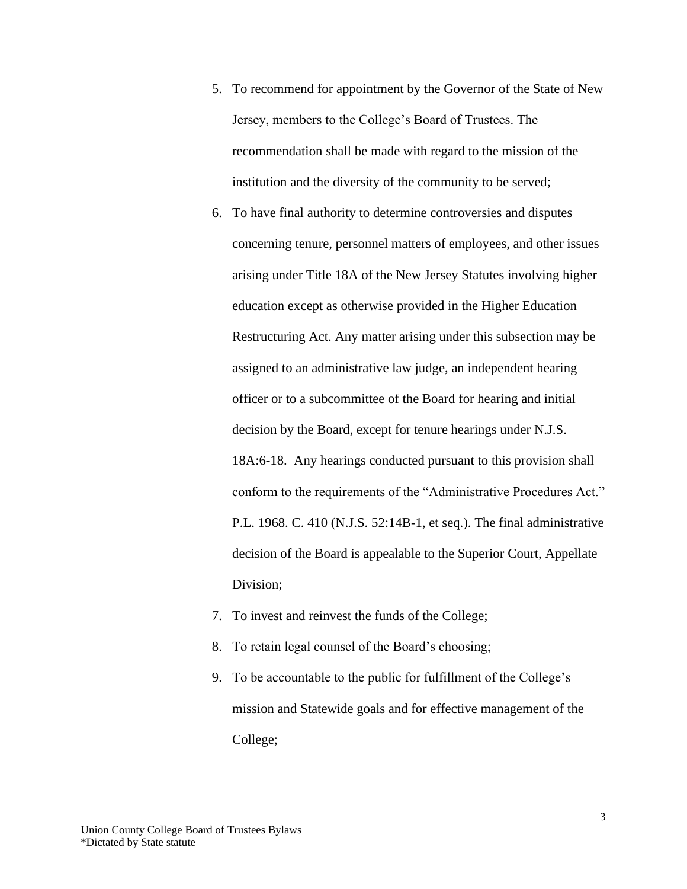5. To recommend for appointment by the Governor of the State of New Jersey, members to the College's Board of Trustees. The recommendation shall be made with regard to the mission of the institution and the diversity of the community to be served;
6. To have final authority to determine controversies and disputes concerning tenure, personnel matters of employees, and other issues arising under Title 18A of the New Jersey Statutes involving higher education except as otherwise provided in the Higher Education Restructuring Act. Any matter arising under this subsection may be assigned to an administrative law judge, an independent hearing officer or to a subcommittee of the Board for hearing and initial decision by the Board, except for tenure hearings under N.J.S. 18A:6-18. Any hearings conducted pursuant to this provision shall conform to the requirements of the "Administrative Procedures Act." P.L. 1968. C. 410 (N.J.S. 52:14B-1, et seq.). The final administrative decision of the Board is appealable to the Superior Court, Appellate Division;
7. To invest and reinvest the funds of the College;
8. To retain legal counsel of the Board's choosing;
9. To be accountable to the public for fulfillment of the College's mission and Statewide goals and for effective management of the College;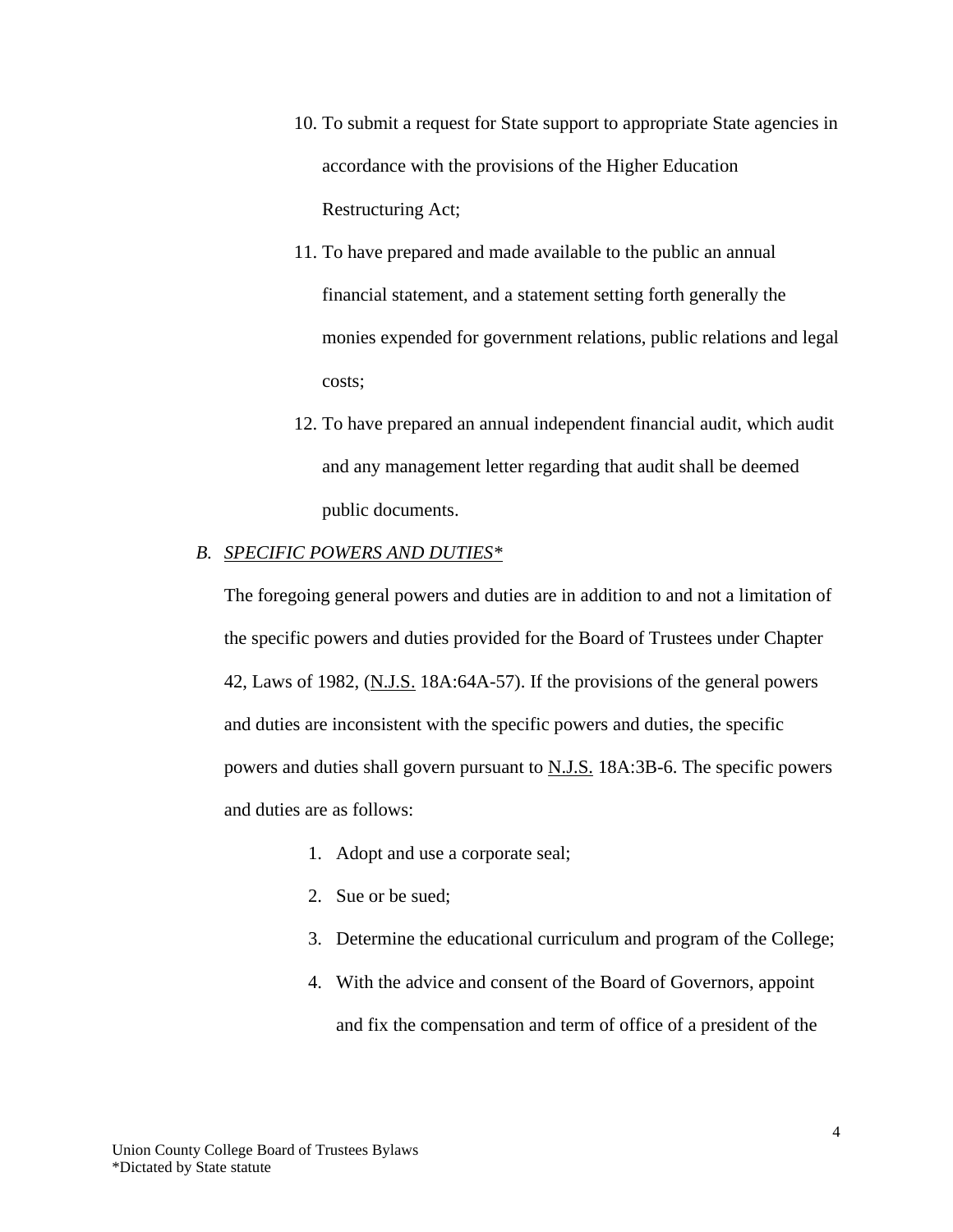10. To submit a request for State support to appropriate State agencies in accordance with the provisions of the Higher Education Restructuring Act;
11. To have prepared and made available to the public an annual financial statement, and a statement setting forth generally the monies expended for government relations, public relations and legal costs;
12. To have prepared an annual independent financial audit, which audit and any management letter regarding that audit shall be deemed public documents.

*B. SPECIFIC POWERS AND DUTIES**

The foregoing general powers and duties are in addition to and not a limitation of the specific powers and duties provided for the Board of Trustees under Chapter 42, Laws of 1982, (N.J.S. 18A:64A-57). If the provisions of the general powers and duties are inconsistent with the specific powers and duties, the specific powers and duties shall govern pursuant to N.J.S. 18A:3B-6. The specific powers and duties are as follows:

1. Adopt and use a corporate seal;
2. Sue or be sued;
3. Determine the educational curriculum and program of the College;
4. With the advice and consent of the Board of Governors, appoint and fix the compensation and term of office of a president of the

Union County College Board of Trustees Bylaws
*Dictated by State statute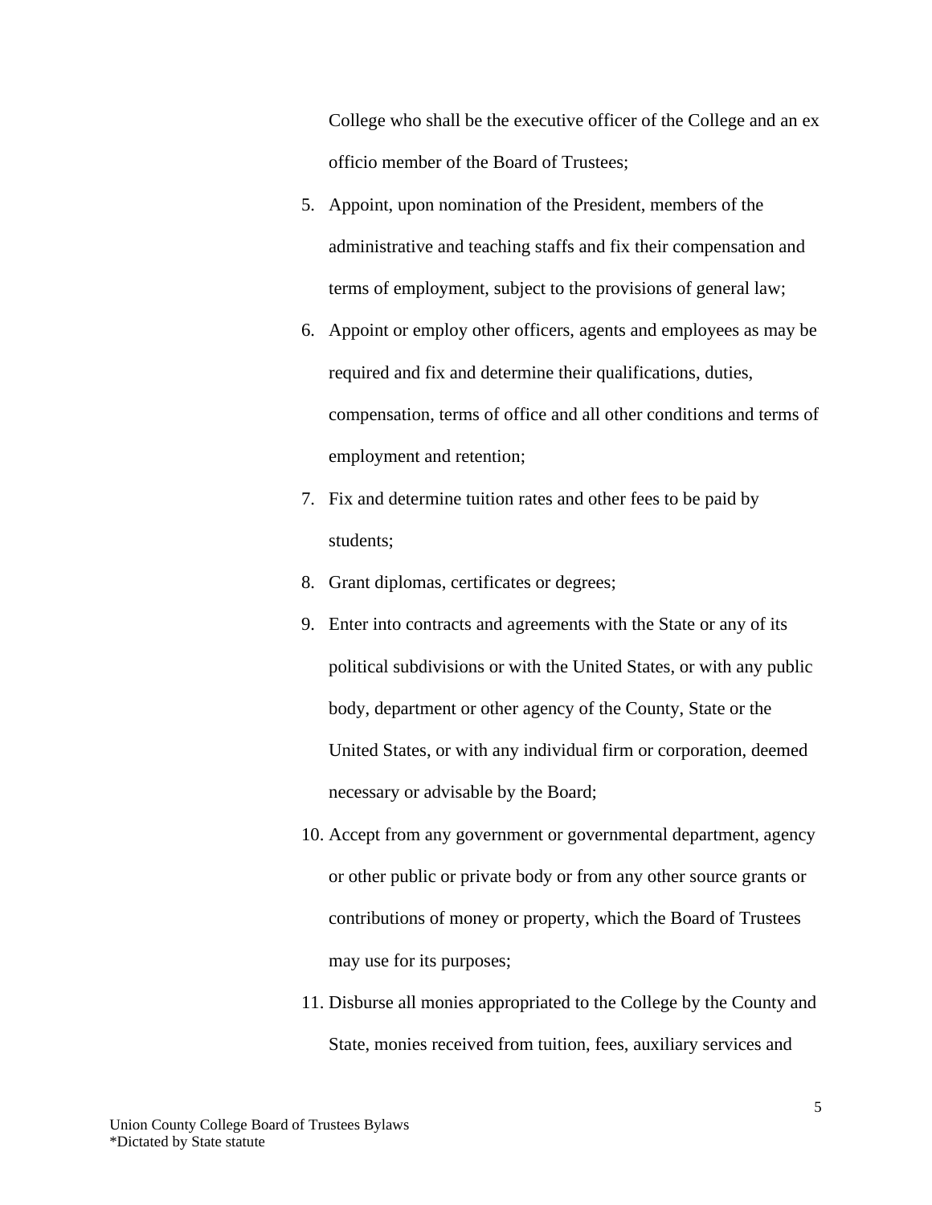College who shall be the executive officer of the College and an ex officio member of the Board of Trustees;

5. Appoint, upon nomination of the President, members of the administrative and teaching staffs and fix their compensation and terms of employment, subject to the provisions of general law;
6. Appoint or employ other officers, agents and employees as may be required and fix and determine their qualifications, duties, compensation, terms of office and all other conditions and terms of employment and retention;
7. Fix and determine tuition rates and other fees to be paid by students;
8. Grant diplomas, certificates or degrees;
9. Enter into contracts and agreements with the State or any of its political subdivisions or with the United States, or with any public body, department or other agency of the County, State or the United States, or with any individual firm or corporation, deemed necessary or advisable by the Board;
10. Accept from any government or governmental department, agency or other public or private body or from any other source grants or contributions of money or property, which the Board of Trustees may use for its purposes;
11. Disburse all monies appropriated to the College by the County and State, monies received from tuition, fees, auxiliary services and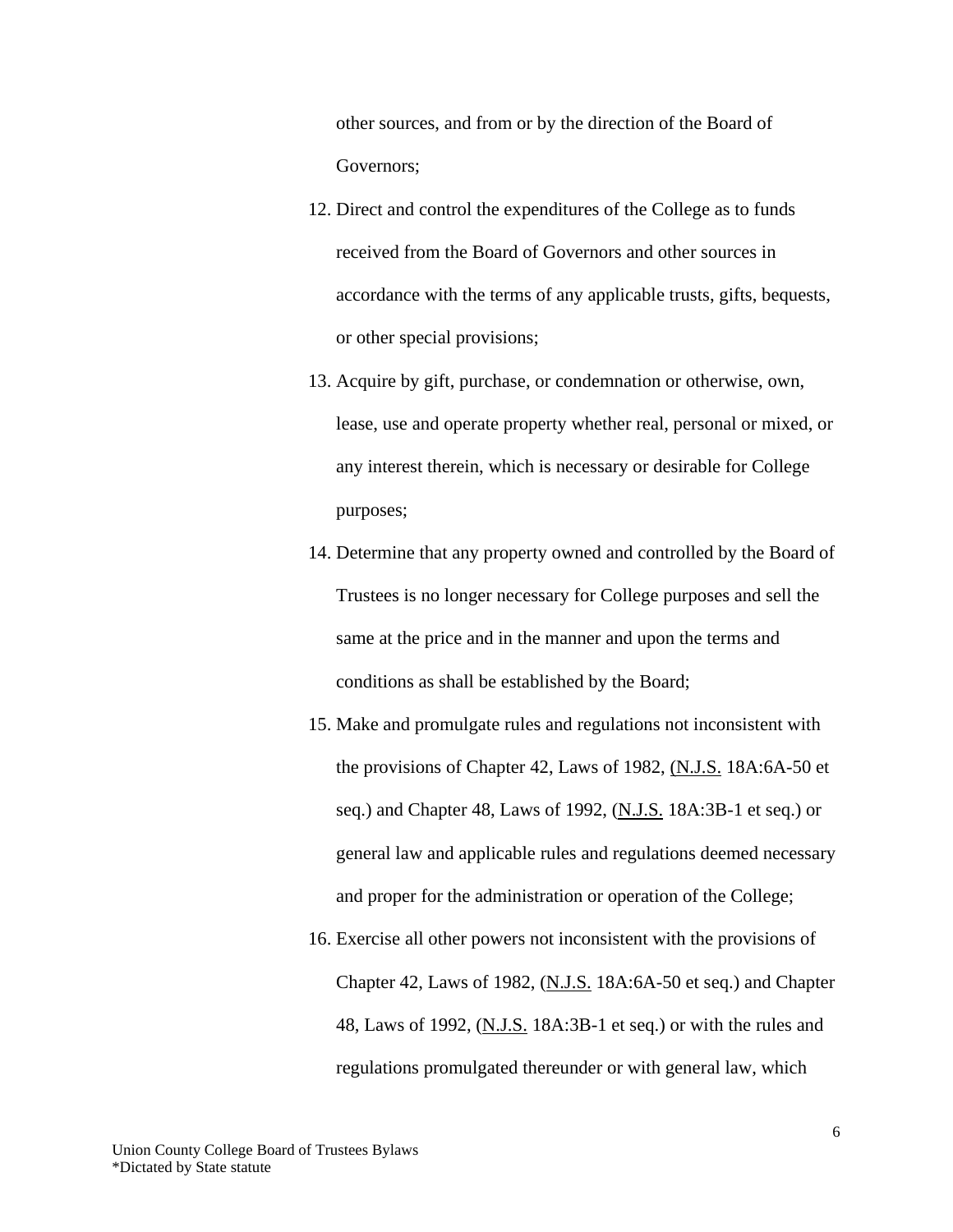other sources, and from or by the direction of the Board of Governors;

12. Direct and control the expenditures of the College as to funds received from the Board of Governors and other sources in accordance with the terms of any applicable trusts, gifts, bequests, or other special provisions;
13. Acquire by gift, purchase, or condemnation or otherwise, own, lease, use and operate property whether real, personal or mixed, or any interest therein, which is necessary or desirable for College purposes;
14. Determine that any property owned and controlled by the Board of Trustees is no longer necessary for College purposes and sell the same at the price and in the manner and upon the terms and conditions as shall be established by the Board;
15. Make and promulgate rules and regulations not inconsistent with the provisions of Chapter 42, Laws of 1982, (N.J.S. 18A:6A-50 et seq.) and Chapter 48, Laws of 1992, (N.J.S. 18A:3B-1 et seq.) or general law and applicable rules and regulations deemed necessary and proper for the administration or operation of the College;
16. Exercise all other powers not inconsistent with the provisions of Chapter 42, Laws of 1982, (N.J.S. 18A:6A-50 et seq.) and Chapter 48, Laws of 1992, (N.J.S. 18A:3B-1 et seq.) or with the rules and regulations promulgated thereunder or with general law, which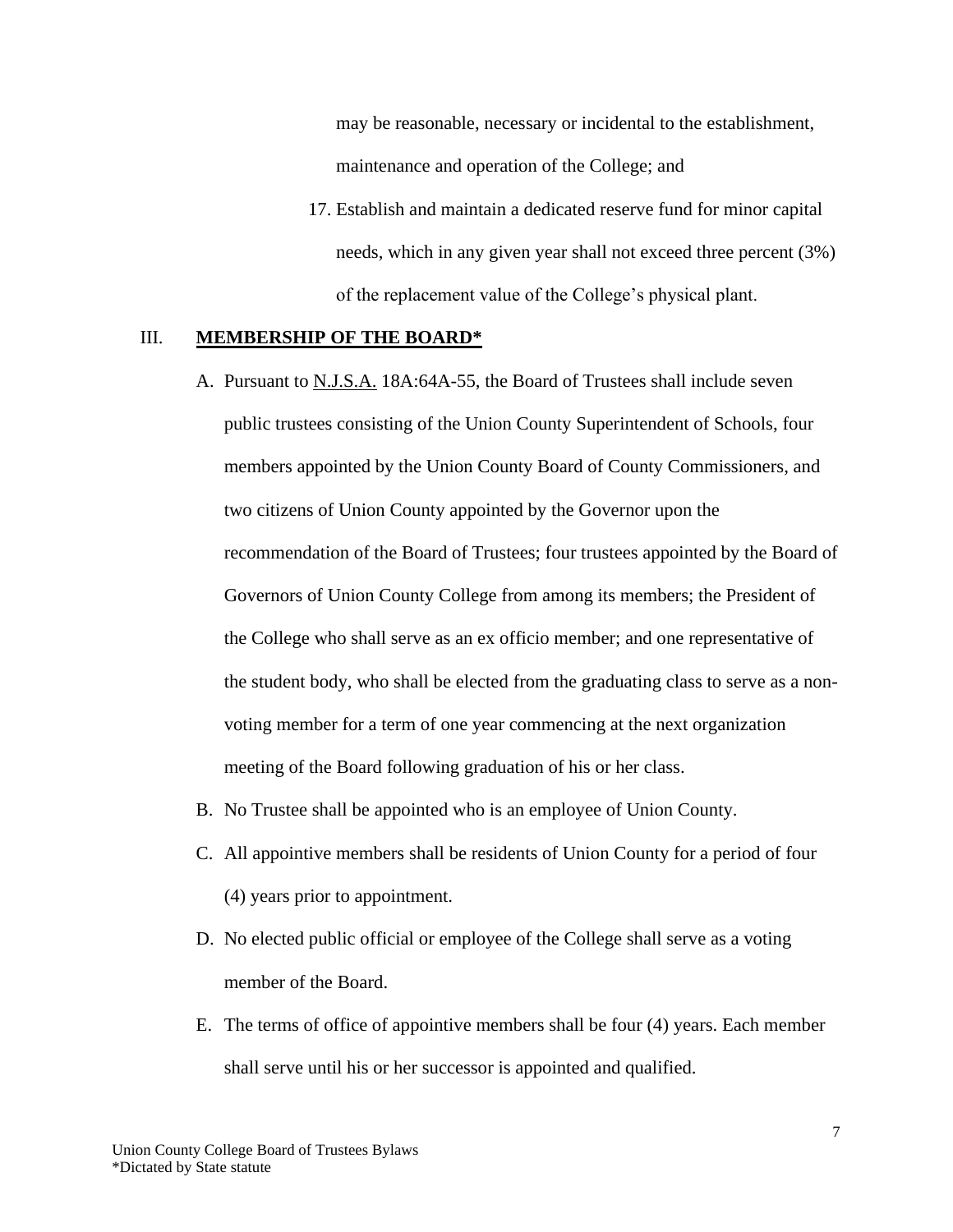may be reasonable, necessary or incidental to the establishment, maintenance and operation of the College; and

17. Establish and maintain a dedicated reserve fund for minor capital needs, which in any given year shall not exceed three percent (3%) of the replacement value of the College's physical plant.

## III. **MEMBERSHIP OF THE BOARD***

A. Pursuant to N.J.S.A. 18A:64A-55, the Board of Trustees shall include seven public trustees consisting of the Union County Superintendent of Schools, four members appointed by the Union County Board of County Commissioners, and two citizens of Union County appointed by the Governor upon the recommendation of the Board of Trustees; four trustees appointed by the Board of Governors of Union County College from among its members; the President of the College who shall serve as an ex officio member; and one representative of the student body, who shall be elected from the graduating class to serve as a non-voting member for a term of one year commencing at the next organization meeting of the Board following graduation of his or her class.

B. No Trustee shall be appointed who is an employee of Union County.

C. All appointive members shall be residents of Union County for a period of four (4) years prior to appointment.

D. No elected public official or employee of the College shall serve as a voting member of the Board.

E. The terms of office of appointive members shall be four (4) years. Each member shall serve until his or her successor is appointed and qualified.

*Dictated by State statute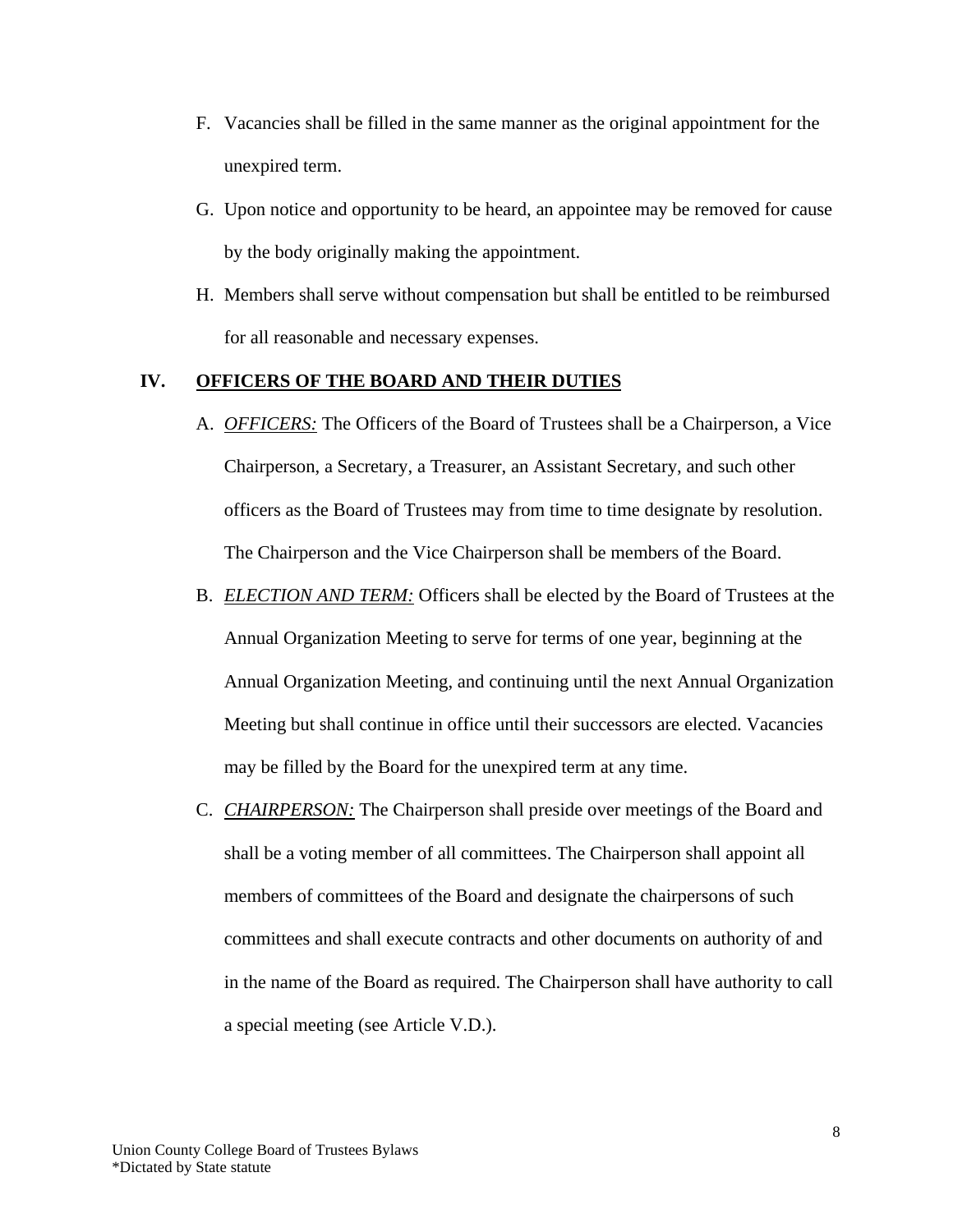F. Vacancies shall be filled in the same manner as the original appointment for the unexpired term.

G. Upon notice and opportunity to be heard, an appointee may be removed for cause by the body originally making the appointment.

H. Members shall serve without compensation but shall be entitled to be reimbursed for all reasonable and necessary expenses.

## IV. OFFICERS OF THE BOARD AND THEIR DUTIES

A. *OFFICERS:* The Officers of the Board of Trustees shall be a Chairperson, a Vice Chairperson, a Secretary, a Treasurer, an Assistant Secretary, and such other officers as the Board of Trustees may from time to time designate by resolution. The Chairperson and the Vice Chairperson shall be members of the Board.

B. *ELECTION AND TERM:* Officers shall be elected by the Board of Trustees at the Annual Organization Meeting to serve for terms of one year, beginning at the Annual Organization Meeting, and continuing until the next Annual Organization Meeting but shall continue in office until their successors are elected. Vacancies may be filled by the Board for the unexpired term at any time.

C. *CHAIRPERSON:* The Chairperson shall preside over meetings of the Board and shall be a voting member of all committees. The Chairperson shall appoint all members of committees of the Board and designate the chairpersons of such committees and shall execute contracts and other documents on authority of and in the name of the Board as required. The Chairperson shall have authority to call a special meeting (see Article V.D.).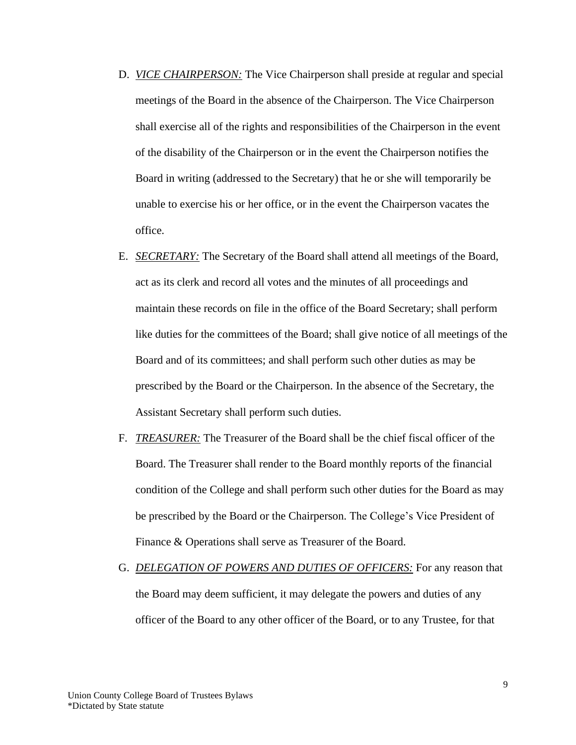D. ***VICE CHAIRPERSON:*** The Vice Chairperson shall preside at regular and special meetings of the Board in the absence of the Chairperson. The Vice Chairperson shall exercise all of the rights and responsibilities of the Chairperson in the event of the disability of the Chairperson or in the event the Chairperson notifies the Board in writing (addressed to the Secretary) that he or she will temporarily be unable to exercise his or her office, or in the event the Chairperson vacates the office.

E. ***SECRETARY:*** The Secretary of the Board shall attend all meetings of the Board, act as its clerk and record all votes and the minutes of all proceedings and maintain these records on file in the office of the Board Secretary; shall perform like duties for the committees of the Board; shall give notice of all meetings of the Board and of its committees; and shall perform such other duties as may be prescribed by the Board or the Chairperson. In the absence of the Secretary, the Assistant Secretary shall perform such duties.

F. ***TREASURER:*** The Treasurer of the Board shall be the chief fiscal officer of the Board. The Treasurer shall render to the Board monthly reports of the financial condition of the College and shall perform such other duties for the Board as may be prescribed by the Board or the Chairperson. The College's Vice President of Finance & Operations shall serve as Treasurer of the Board.

G. ***DELEGATION OF POWERS AND DUTIES OF OFFICERS:*** For any reason that the Board may deem sufficient, it may delegate the powers and duties of any officer of the Board to any other officer of the Board, or to any Trustee, for that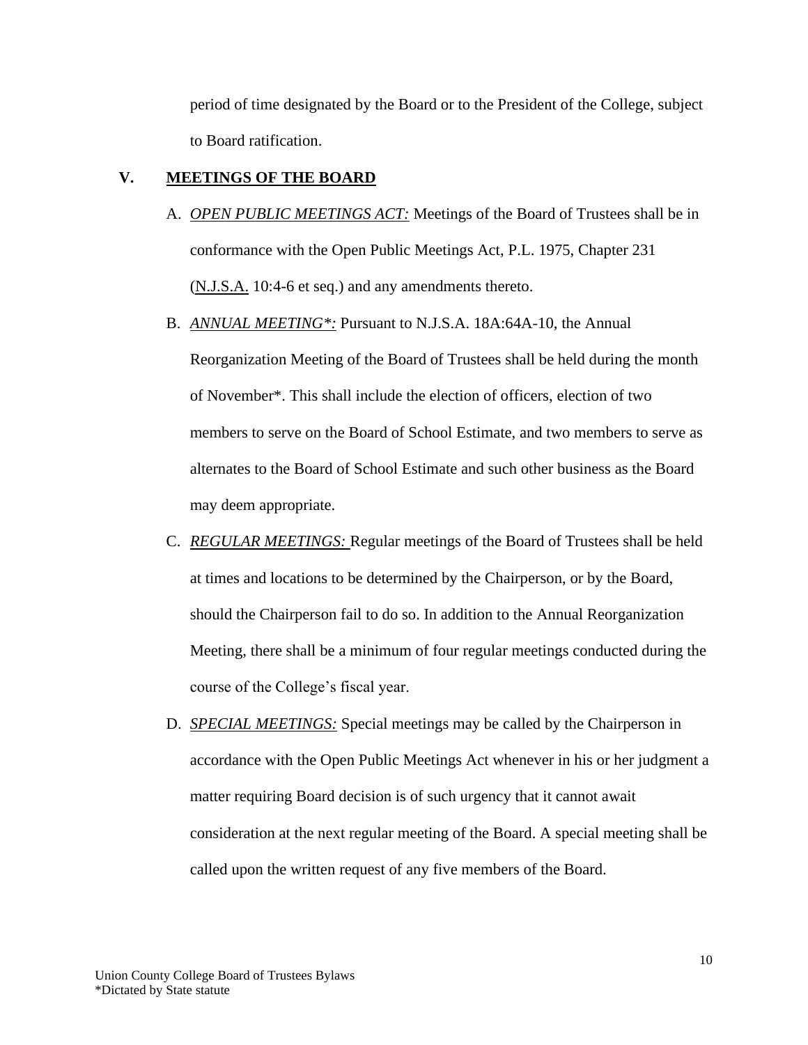period of time designated by the Board or to the President of the College, subject to Board ratification.

## V. MEETINGS OF THE BOARD

A. ***OPEN PUBLIC MEETINGS ACT:*** Meetings of the Board of Trustees shall be in conformance with the Open Public Meetings Act, P.L. 1975, Chapter 231 (N.J.S.A. 10:4-6 et seq.) and any amendments thereto.

B. ***ANNUAL MEETING*:*** Pursuant to N.J.S.A. 18A:64A-10, the Annual Reorganization Meeting of the Board of Trustees shall be held during the month of November*. This shall include the election of officers, election of two members to serve on the Board of School Estimate, and two members to serve as alternates to the Board of School Estimate and such other business as the Board may deem appropriate.

C. ***REGULAR MEETINGS:*** Regular meetings of the Board of Trustees shall be held at times and locations to be determined by the Chairperson, or by the Board, should the Chairperson fail to do so. In addition to the Annual Reorganization Meeting, there shall be a minimum of four regular meetings conducted during the course of the College's fiscal year.

D. ***SPECIAL MEETINGS:*** Special meetings may be called by the Chairperson in accordance with the Open Public Meetings Act whenever in his or her judgment a matter requiring Board decision is of such urgency that it cannot await consideration at the next regular meeting of the Board. A special meeting shall be called upon the written request of any five members of the Board.

*Dictated by State statute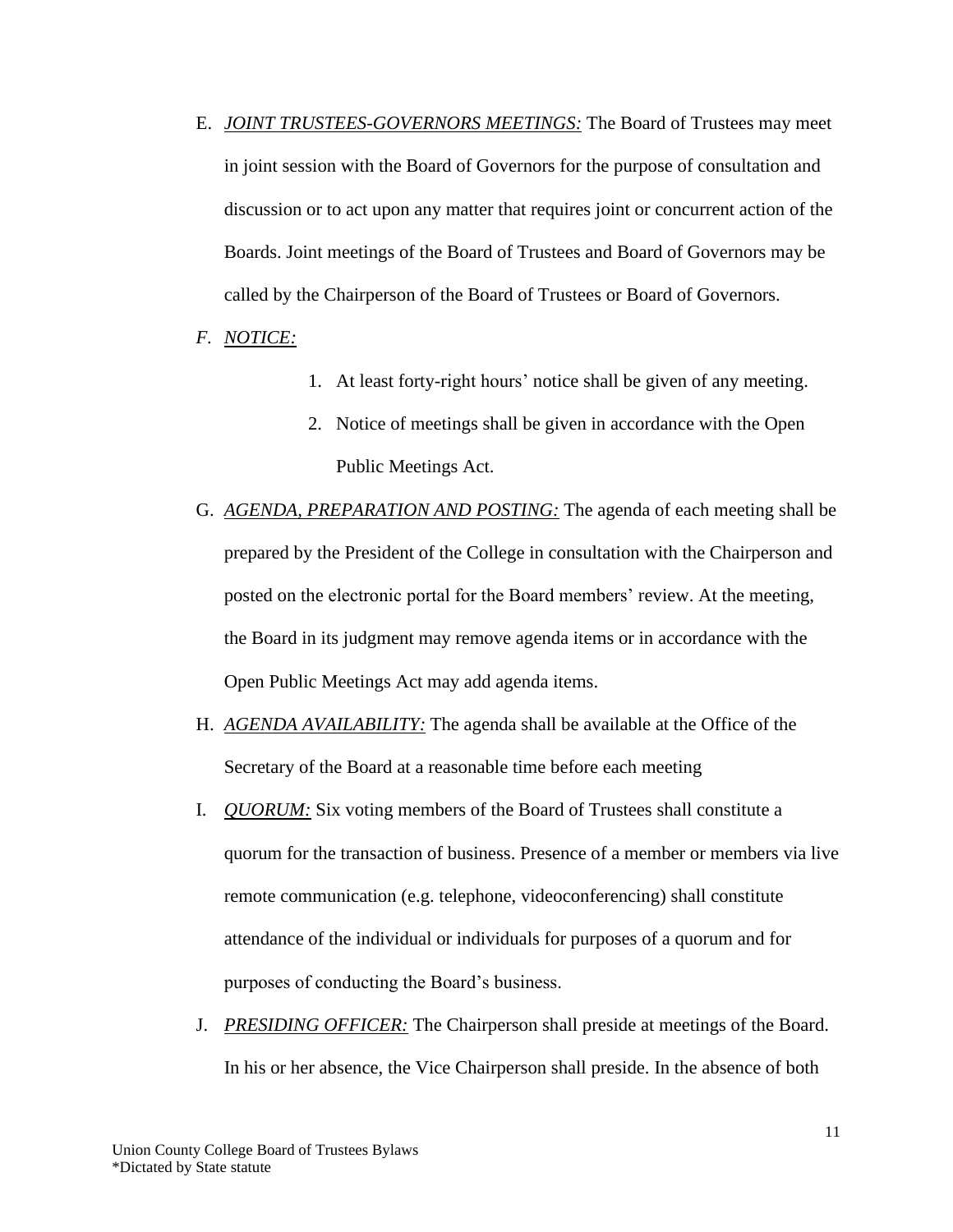E. ***JOINT TRUSTEES-GOVERNORS MEETINGS:*** The Board of Trustees may meet in joint session with the Board of Governors for the purpose of consultation and discussion or to act upon any matter that requires joint or concurrent action of the Boards. Joint meetings of the Board of Trustees and Board of Governors may be called by the Chairperson of the Board of Trustees or Board of Governors.

*F. NOTICE:*

1. At least forty-right hours' notice shall be given of any meeting.
2. Notice of meetings shall be given in accordance with the Open Public Meetings Act.

G. *AGENDA, PREPARATION AND POSTING:* The agenda of each meeting shall be prepared by the President of the College in consultation with the Chairperson and posted on the electronic portal for the Board members' review. At the meeting, the Board in its judgment may remove agenda items or in accordance with the Open Public Meetings Act may add agenda items.

H. *AGENDA AVAILABILITY:* The agenda shall be available at the Office of the Secretary of the Board at a reasonable time before each meeting

I. *QUORUM:* Six voting members of the Board of Trustees shall constitute a quorum for the transaction of business. Presence of a member or members via live remote communication (e.g. telephone, videoconferencing) shall constitute attendance of the individual or individuals for purposes of a quorum and for purposes of conducting the Board's business.

J. *PRESIDING OFFICER:* The Chairperson shall preside at meetings of the Board. In his or her absence, the Vice Chairperson shall preside. In the absence of both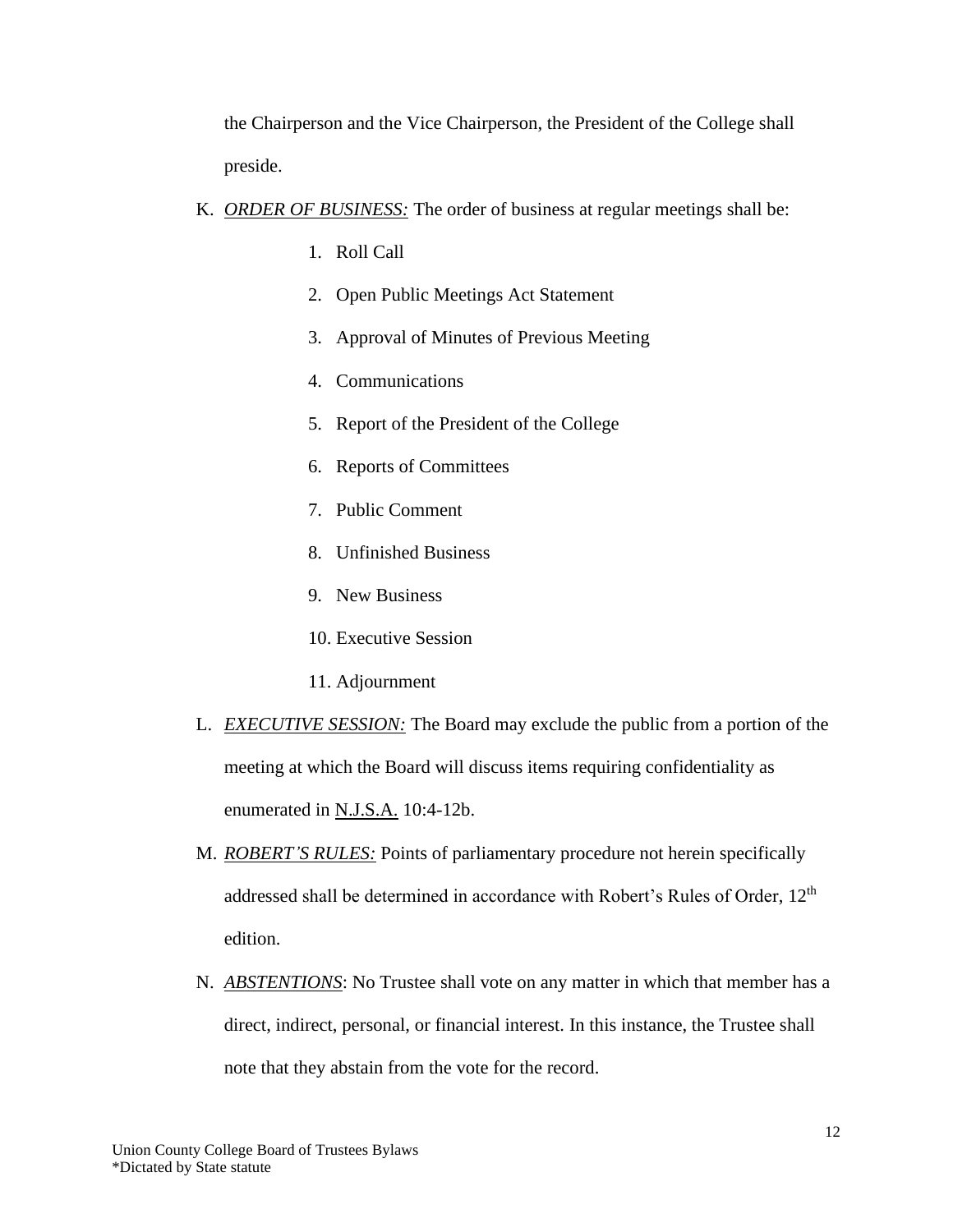the Chairperson and the Vice Chairperson, the President of the College shall preside.

K. ***ORDER OF BUSINESS:*** The order of business at regular meetings shall be:

   1. Roll Call
   2. Open Public Meetings Act Statement
   3. Approval of Minutes of Previous Meeting
   4. Communications
   5. Report of the President of the College
   6. Reports of Committees
   7. Public Comment
   8. Unfinished Business
   9. New Business
   10. Executive Session
   11. Adjournment

L. ***EXECUTIVE SESSION:*** The Board may exclude the public from a portion of the meeting at which the Board will discuss items requiring confidentiality as enumerated in N.J.S.A. 10:4-12b.

M. ***ROBERT'S RULES:*** Points of parliamentary procedure not herein specifically addressed shall be determined in accordance with Robert's Rules of Order, 12th edition.

N. ***ABSTENTIONS***: No Trustee shall vote on any matter in which that member has a direct, indirect, personal, or financial interest. In this instance, the Trustee shall note that they abstain from the vote for the record.

Union County College Board of Trustees Bylaws
*Dictated by State statute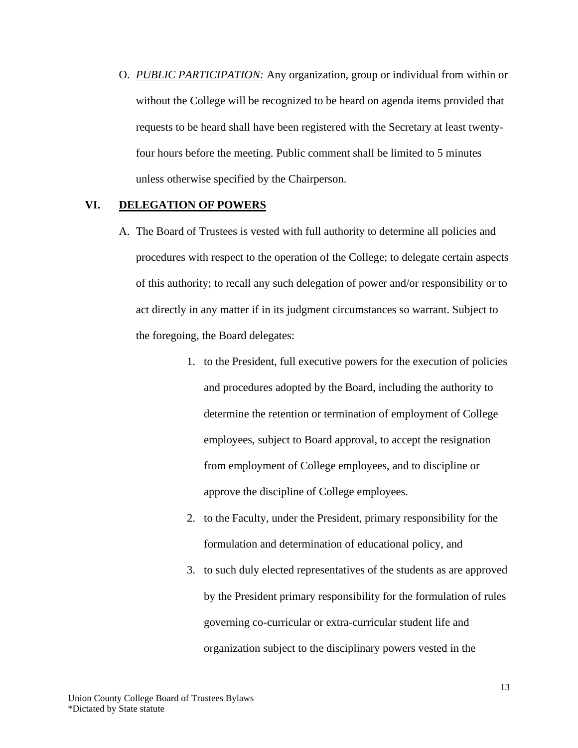O. *PUBLIC PARTICIPATION:* Any organization, group or individual from within or without the College will be recognized to be heard on agenda items provided that requests to be heard shall have been registered with the Secretary at least twenty-four hours before the meeting. Public comment shall be limited to 5 minutes unless otherwise specified by the Chairperson.

## VI. DELEGATION OF POWERS

A. The Board of Trustees is vested with full authority to determine all policies and procedures with respect to the operation of the College; to delegate certain aspects of this authority; to recall any such delegation of power and/or responsibility or to act directly in any matter if in its judgment circumstances so warrant. Subject to the foregoing, the Board delegates:

1. to the President, full executive powers for the execution of policies and procedures adopted by the Board, including the authority to determine the retention or termination of employment of College employees, subject to Board approval, to accept the resignation from employment of College employees, and to discipline or approve the discipline of College employees.
2. to the Faculty, under the President, primary responsibility for the formulation and determination of educational policy, and
3. to such duly elected representatives of the students as are approved by the President primary responsibility for the formulation of rules governing co-curricular or extra-curricular student life and organization subject to the disciplinary powers vested in the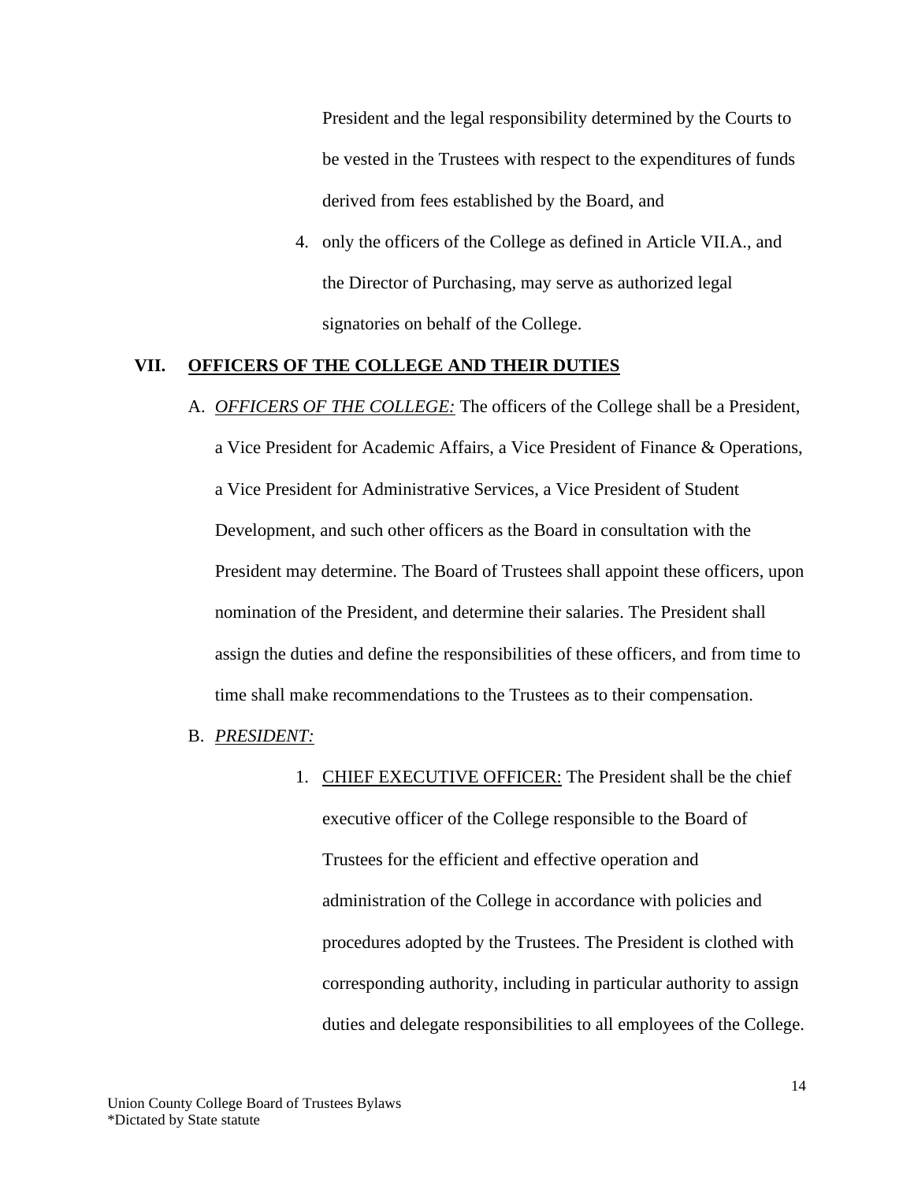President and the legal responsibility determined by the Courts to be vested in the Trustees with respect to the expenditures of funds derived from fees established by the Board, and

4. only the officers of the College as defined in Article VII.A., and the Director of Purchasing, may serve as authorized legal signatories on behalf of the College.

## VII. OFFICERS OF THE COLLEGE AND THEIR DUTIES

A. *OFFICERS OF THE COLLEGE:* The officers of the College shall be a President, a Vice President for Academic Affairs, a Vice President of Finance & Operations, a Vice President for Administrative Services, a Vice President of Student Development, and such other officers as the Board in consultation with the President may determine. The Board of Trustees shall appoint these officers, upon nomination of the President, and determine their salaries. The President shall assign the duties and define the responsibilities of these officers, and from time to time shall make recommendations to the Trustees as to their compensation.

B. *PRESIDENT:*

1. CHIEF EXECUTIVE OFFICER: The President shall be the chief executive officer of the College responsible to the Board of Trustees for the efficient and effective operation and administration of the College in accordance with policies and procedures adopted by the Trustees. The President is clothed with corresponding authority, including in particular authority to assign duties and delegate responsibilities to all employees of the College.

Union County College Board of Trustees Bylaws
*Dictated by State statute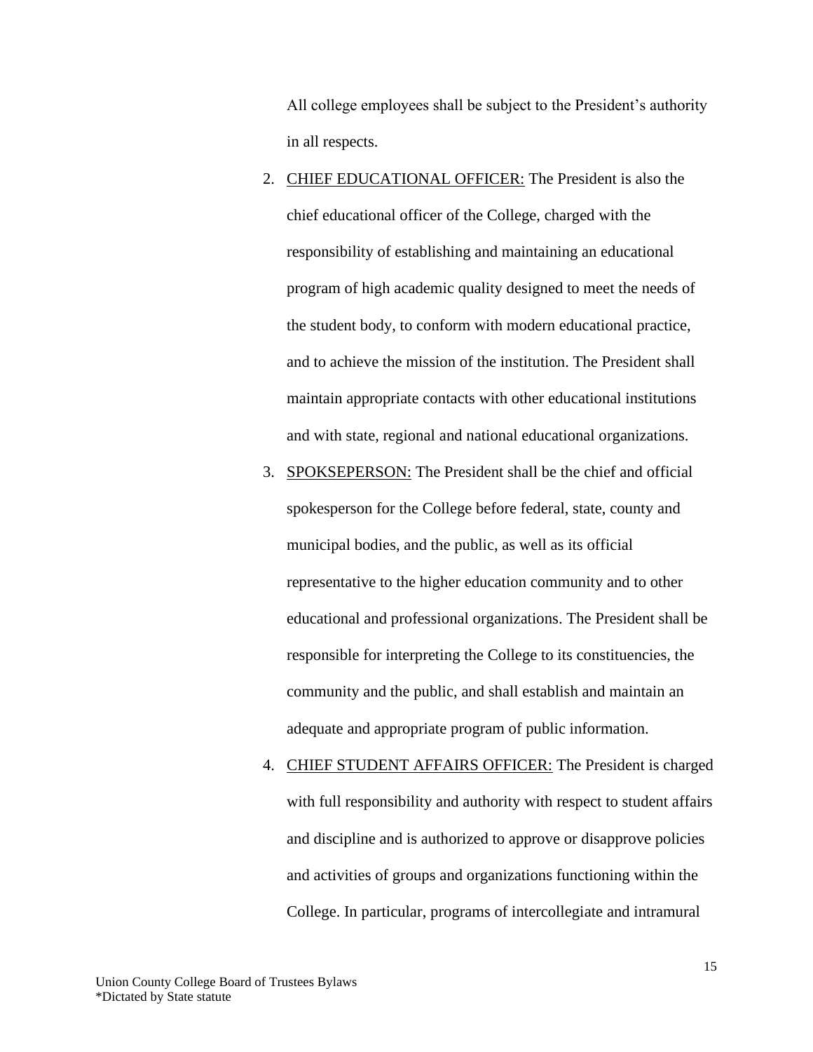All college employees shall be subject to the President's authority in all respects.

2. <u>CHIEF EDUCATIONAL OFFICER:</u> The President is also the chief educational officer of the College, charged with the responsibility of establishing and maintaining an educational program of high academic quality designed to meet the needs of the student body, to conform with modern educational practice, and to achieve the mission of the institution. The President shall maintain appropriate contacts with other educational institutions and with state, regional and national educational organizations.
3. <u>SPOKSEPERSON:</u> The President shall be the chief and official spokesperson for the College before federal, state, county and municipal bodies, and the public, as well as its official representative to the higher education community and to other educational and professional organizations. The President shall be responsible for interpreting the College to its constituencies, the community and the public, and shall establish and maintain an adequate and appropriate program of public information.
4. <u>CHIEF STUDENT AFFAIRS OFFICER:</u> The President is charged with full responsibility and authority with respect to student affairs and discipline and is authorized to approve or disapprove policies and activities of groups and organizations functioning within the College. In particular, programs of intercollegiate and intramural

Union County College Board of Trustees Bylaws
*Dictated by State statute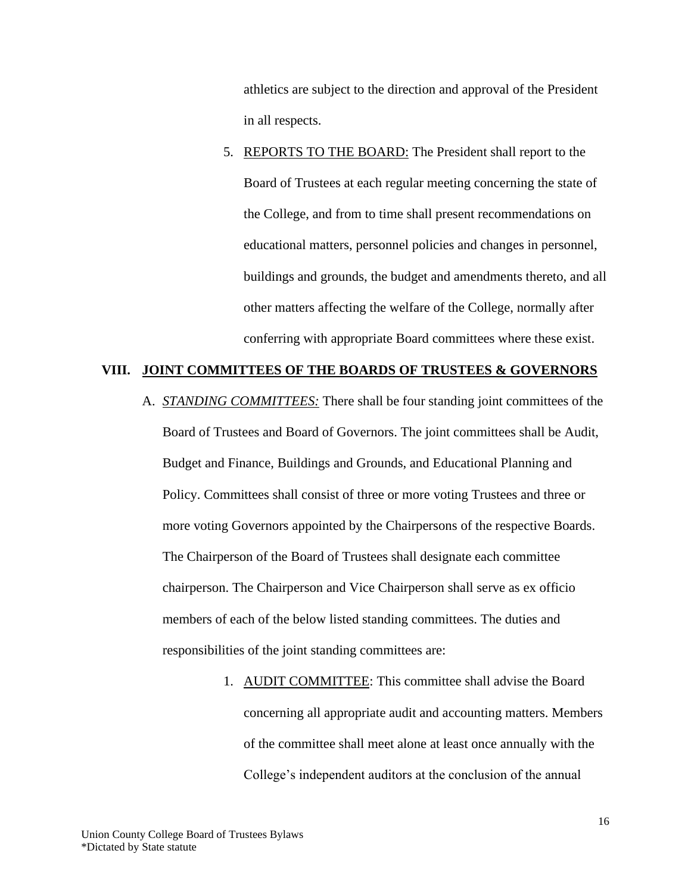athletics are subject to the direction and approval of the President in all respects.

5. <u>REPORTS TO THE BOARD:</u> The President shall report to the Board of Trustees at each regular meeting concerning the state of the College, and from to time shall present recommendations on educational matters, personnel policies and changes in personnel, buildings and grounds, the budget and amendments thereto, and all other matters affecting the welfare of the College, normally after conferring with appropriate Board committees where these exist.

## VIII. JOINT COMMITTEES OF THE BOARDS OF TRUSTEES & GOVERNORS

A. ***STANDING COMMITTEES:*** There shall be four standing joint committees of the Board of Trustees and Board of Governors. The joint committees shall be Audit, Budget and Finance, Buildings and Grounds, and Educational Planning and Policy. Committees shall consist of three or more voting Trustees and three or more voting Governors appointed by the Chairpersons of the respective Boards. The Chairperson of the Board of Trustees shall designate each committee chairperson. The Chairperson and Vice Chairperson shall serve as ex officio members of each of the below listed standing committees. The duties and responsibilities of the joint standing committees are:

1. <u>AUDIT COMMITTEE</u>: This committee shall advise the Board concerning all appropriate audit and accounting matters. Members of the committee shall meet alone at least once annually with the College's independent auditors at the conclusion of the annual

Union County College Board of Trustees Bylaws
*Dictated by State statute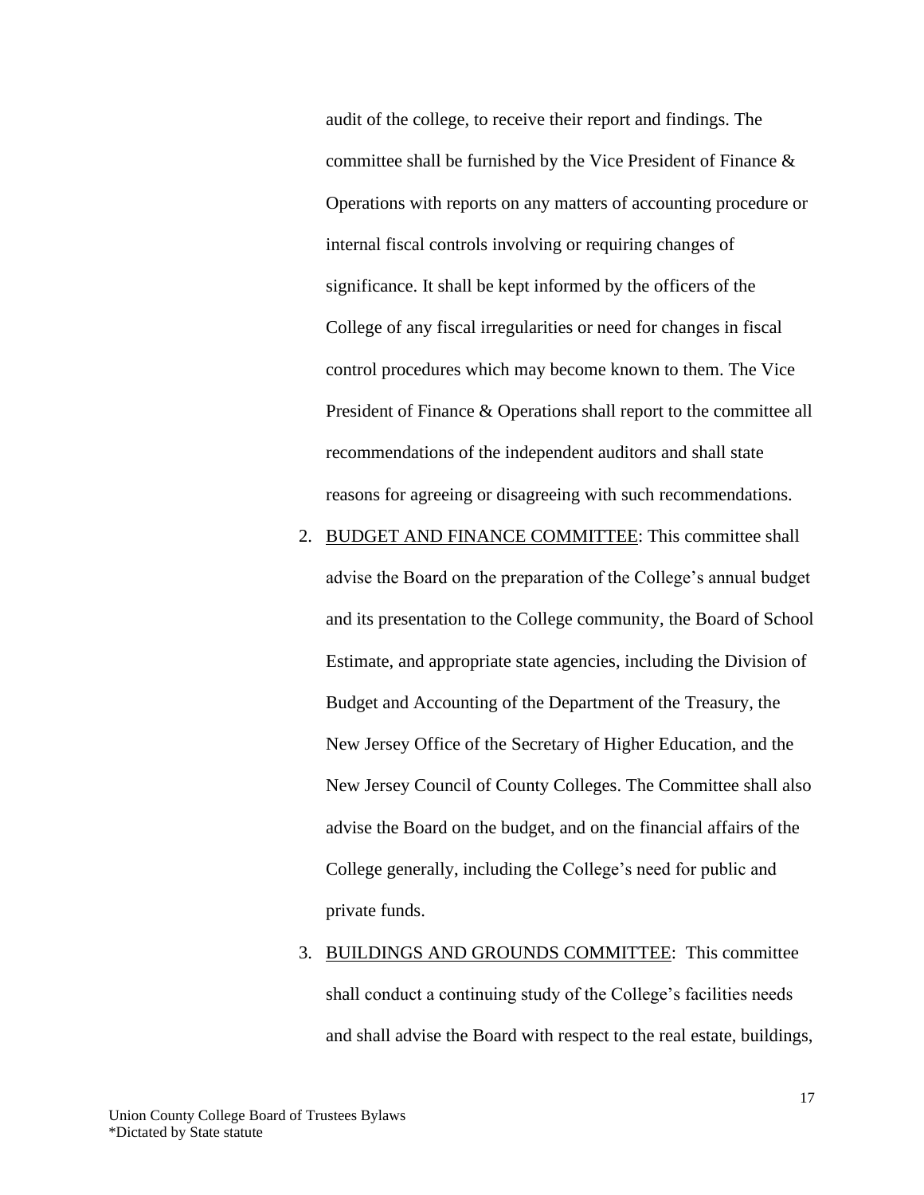audit of the college, to receive their report and findings. The committee shall be furnished by the Vice President of Finance & Operations with reports on any matters of accounting procedure or internal fiscal controls involving or requiring changes of significance. It shall be kept informed by the officers of the College of any fiscal irregularities or need for changes in fiscal control procedures which may become known to them. The Vice President of Finance & Operations shall report to the committee all recommendations of the independent auditors and shall state reasons for agreeing or disagreeing with such recommendations.

2. <u>BUDGET AND FINANCE COMMITTEE</u>: This committee shall advise the Board on the preparation of the College's annual budget and its presentation to the College community, the Board of School Estimate, and appropriate state agencies, including the Division of Budget and Accounting of the Department of the Treasury, the New Jersey Office of the Secretary of Higher Education, and the New Jersey Council of County Colleges. The Committee shall also advise the Board on the budget, and on the financial affairs of the College generally, including the College's need for public and private funds.

3. <u>BUILDINGS AND GROUNDS COMMITTEE</u>: This committee shall conduct a continuing study of the College's facilities needs and shall advise the Board with respect to the real estate, buildings,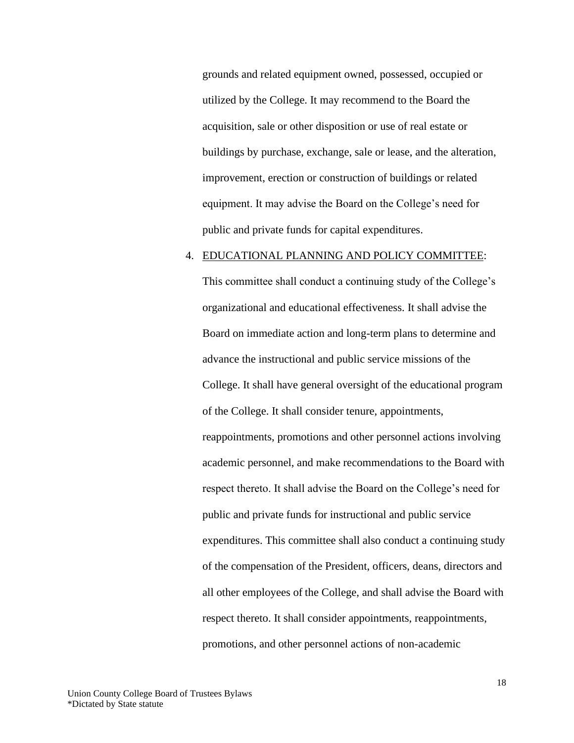grounds and related equipment owned, possessed, occupied or utilized by the College. It may recommend to the Board the acquisition, sale or other disposition or use of real estate or buildings by purchase, exchange, sale or lease, and the alteration, improvement, erection or construction of buildings or related equipment. It may advise the Board on the College's need for public and private funds for capital expenditures.

4. <u>EDUCATIONAL PLANNING AND POLICY COMMITTEE</u>: This committee shall conduct a continuing study of the College's organizational and educational effectiveness. It shall advise the Board on immediate action and long-term plans to determine and advance the instructional and public service missions of the College. It shall have general oversight of the educational program of the College. It shall consider tenure, appointments, reappointments, promotions and other personnel actions involving academic personnel, and make recommendations to the Board with respect thereto. It shall advise the Board on the College's need for public and private funds for instructional and public service expenditures. This committee shall also conduct a continuing study of the compensation of the President, officers, deans, directors and all other employees of the College, and shall advise the Board with respect thereto. It shall consider appointments, reappointments, promotions, and other personnel actions of non-academic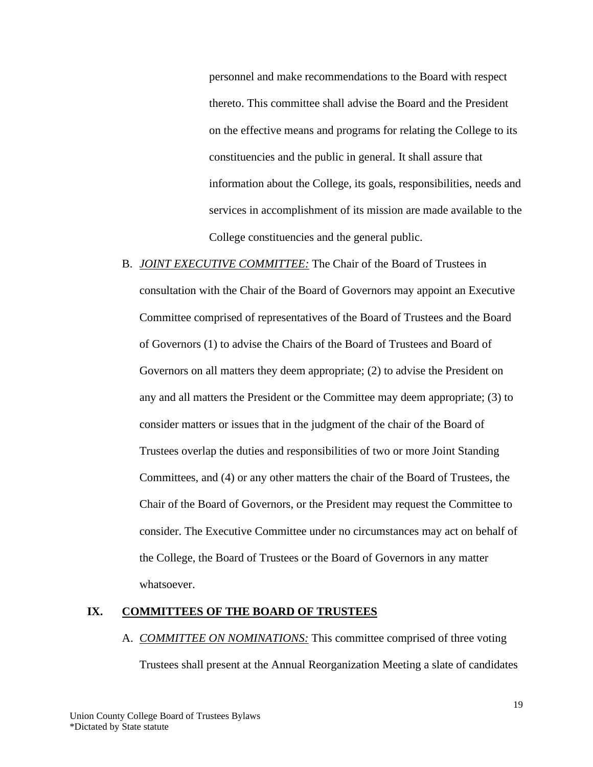personnel and make recommendations to the Board with respect thereto. This committee shall advise the Board and the President on the effective means and programs for relating the College to its constituencies and the public in general. It shall assure that information about the College, its goals, responsibilities, needs and services in accomplishment of its mission are made available to the College constituencies and the general public.

B. ***JOINT EXECUTIVE COMMITTEE:*** The Chair of the Board of Trustees in consultation with the Chair of the Board of Governors may appoint an Executive Committee comprised of representatives of the Board of Trustees and the Board of Governors (1) to advise the Chairs of the Board of Trustees and Board of Governors on all matters they deem appropriate; (2) to advise the President on any and all matters the President or the Committee may deem appropriate; (3) to consider matters or issues that in the judgment of the chair of the Board of Trustees overlap the duties and responsibilities of two or more Joint Standing Committees, and (4) or any other matters the chair of the Board of Trustees, the Chair of the Board of Governors, or the President may request the Committee to consider. The Executive Committee under no circumstances may act on behalf of the College, the Board of Trustees or the Board of Governors in any matter whatsoever.

## IX. COMMITTEES OF THE BOARD OF TRUSTEES

A. ***COMMITTEE ON NOMINATIONS:*** This committee comprised of three voting Trustees shall present at the Annual Reorganization Meeting a slate of candidates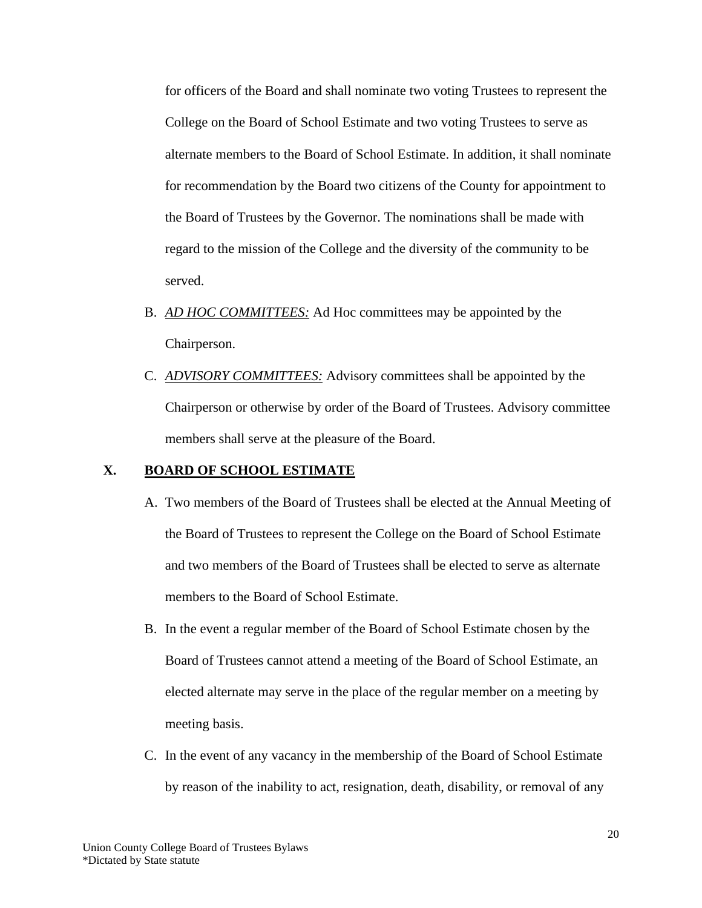for officers of the Board and shall nominate two voting Trustees to represent the College on the Board of School Estimate and two voting Trustees to serve as alternate members to the Board of School Estimate. In addition, it shall nominate for recommendation by the Board two citizens of the County for appointment to the Board of Trustees by the Governor. The nominations shall be made with regard to the mission of the College and the diversity of the community to be served.

B. ***AD HOC COMMITTEES:*** Ad Hoc committees may be appointed by the Chairperson.

C. ***ADVISORY COMMITTEES:*** Advisory committees shall be appointed by the Chairperson or otherwise by order of the Board of Trustees. Advisory committee members shall serve at the pleasure of the Board.

## X. BOARD OF SCHOOL ESTIMATE

A. Two members of the Board of Trustees shall be elected at the Annual Meeting of the Board of Trustees to represent the College on the Board of School Estimate and two members of the Board of Trustees shall be elected to serve as alternate members to the Board of School Estimate.

B. In the event a regular member of the Board of School Estimate chosen by the Board of Trustees cannot attend a meeting of the Board of School Estimate, an elected alternate may serve in the place of the regular member on a meeting by meeting basis.

C. In the event of any vacancy in the membership of the Board of School Estimate by reason of the inability to act, resignation, death, disability, or removal of any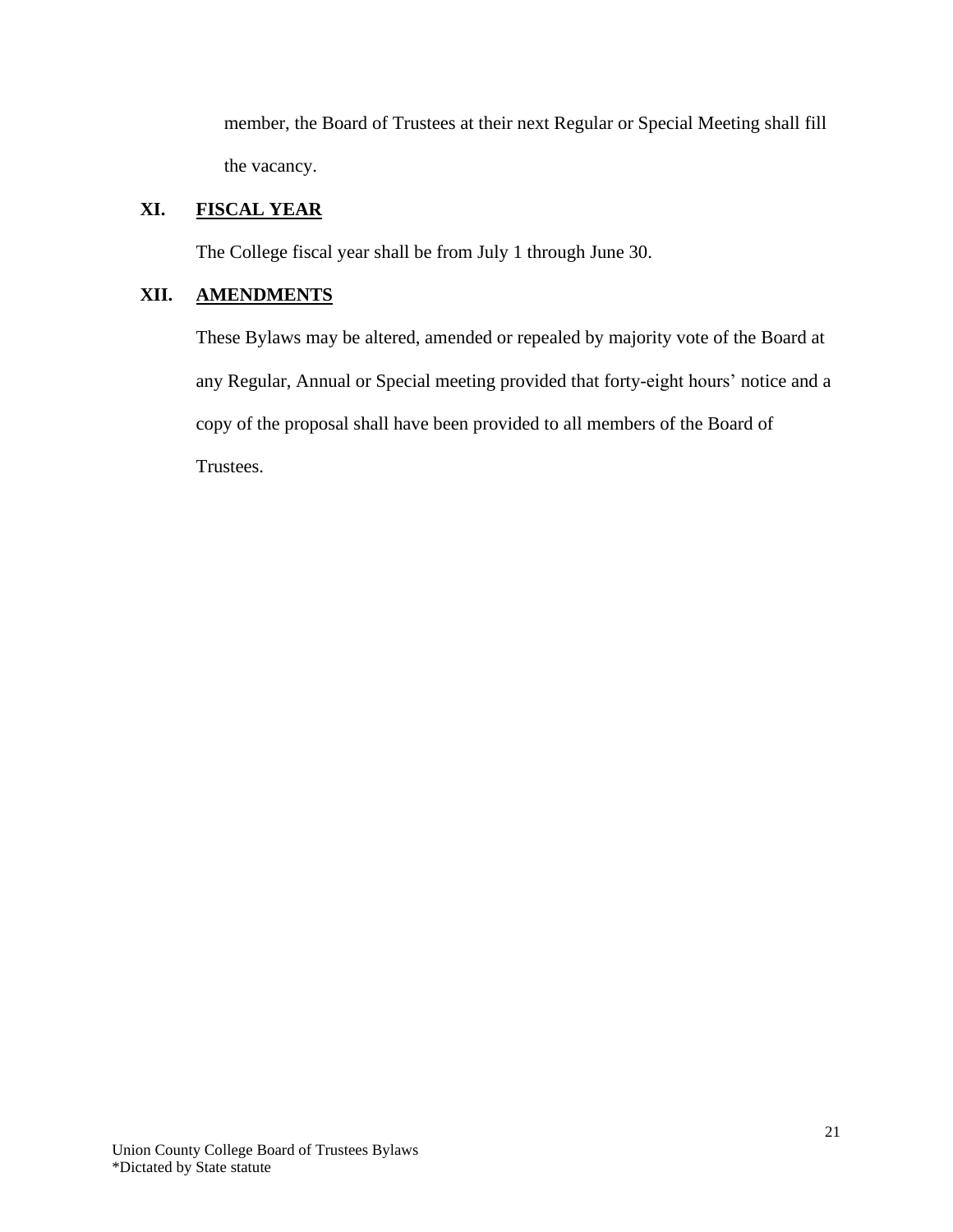member, the Board of Trustees at their next Regular or Special Meeting shall fill the vacancy.

## XI. FISCAL YEAR

The College fiscal year shall be from July 1 through June 30.

## XII. AMENDMENTS

These Bylaws may be altered, amended or repealed by majority vote of the Board at any Regular, Annual or Special meeting provided that forty-eight hours' notice and a copy of the proposal shall have been provided to all members of the Board of Trustees.